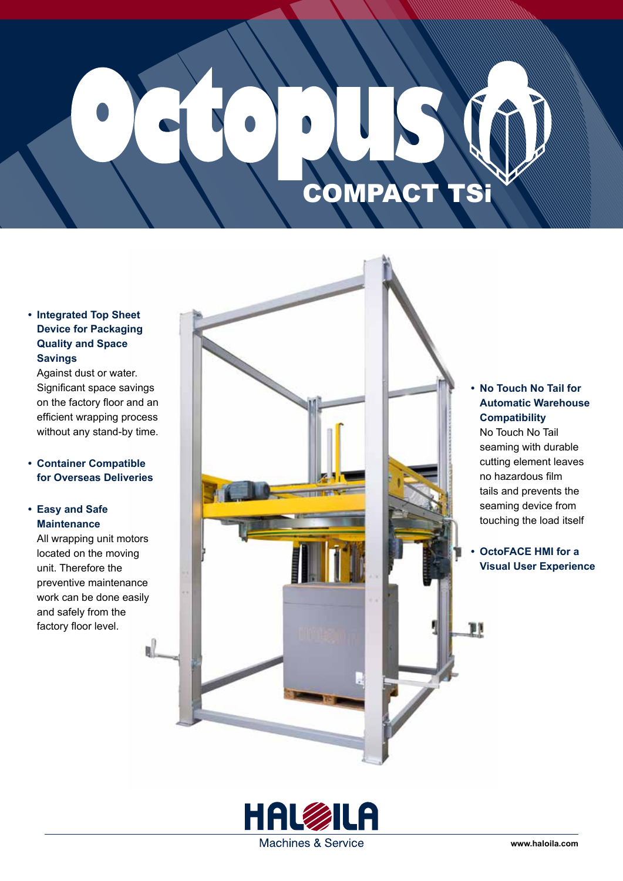# Octopus COMPACT TSi

- **Integrated Top Sheet Device for Packaging Quality and Space Savings**
  Against dust or water. Significant space savings on the factory floor and an efficient wrapping process without any stand-by time.

- **Container Compatible for Overseas Deliveries**

- **Easy and Safe Maintenance**
  All wrapping unit motors located on the moving unit. Therefore the preventive maintenance work can be done easily and safely from the factory floor level.

- **No Touch No Tail for Automatic Warehouse Compatibility**
  No Touch No Tail seaming with durable cutting element leaves no hazardous film tails and prevents the seaming device from touching the load itself

- **OctoFACE HMI for a Visual User Experience**

HALOILA
Machines & Service

www.haloila.com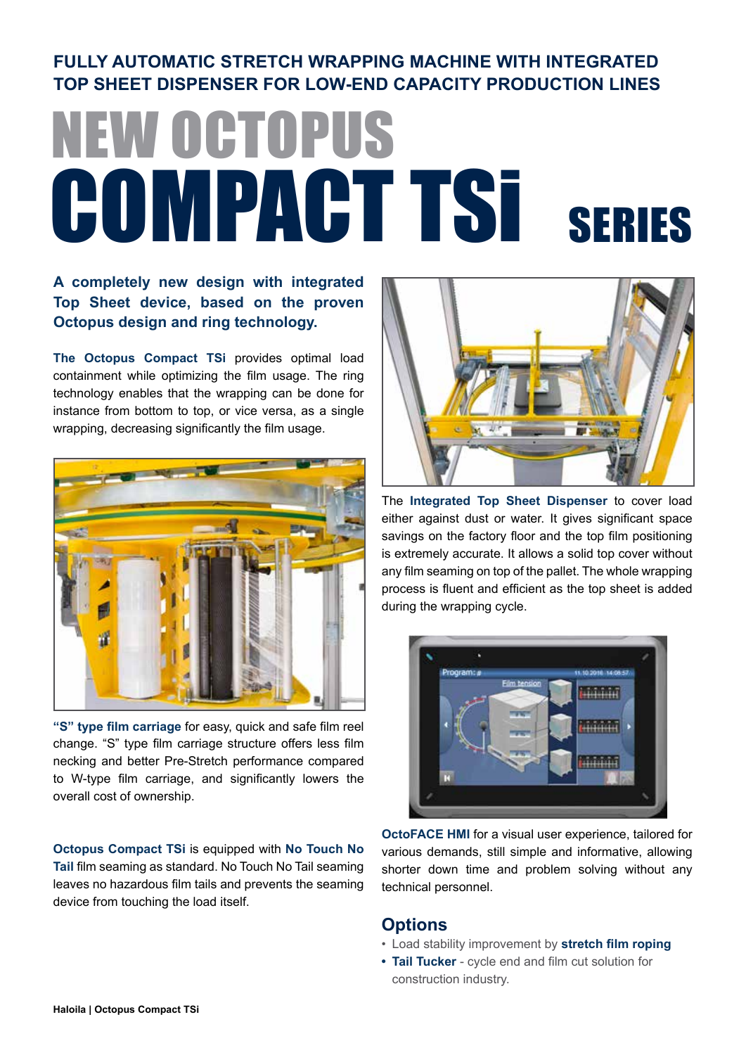**FULLY AUTOMATIC STRETCH WRAPPING MACHINE WITH INTEGRATED TOP SHEET DISPENSER FOR LOW-END CAPACITY PRODUCTION LINES**

# NEW OCTOPUS COMPACT TSi SERIES

**A completely new design with integrated Top Sheet device, based on the proven Octopus design and ring technology.**

**The Octopus Compact TSi** provides optimal load containment while optimizing the film usage. The ring technology enables that the wrapping can be done for instance from bottom to top, or vice versa, as a single wrapping, decreasing significantly the film usage.

**"S" type film carriage** for easy, quick and safe film reel change. "S" type film carriage structure offers less film necking and better Pre-Stretch performance compared to W-type film carriage, and significantly lowers the overall cost of ownership.

**Octopus Compact TSi** is equipped with **No Touch No Tail** film seaming as standard. No Touch No Tail seaming leaves no hazardous film tails and prevents the seaming device from touching the load itself.

The **Integrated Top Sheet Dispenser** to cover load either against dust or water. It gives significant space savings on the factory floor and the top film positioning is extremely accurate. It allows a solid top cover without any film seaming on top of the pallet. The whole wrapping process is fluent and efficient as the top sheet is added during the wrapping cycle.

**OctoFACE HMI** for a visual user experience, tailored for various demands, still simple and informative, allowing shorter down time and problem solving without any technical personnel.

## Options

- Load stability improvement by **stretch film roping**
- **Tail Tucker** - cycle end and film cut solution for construction industry.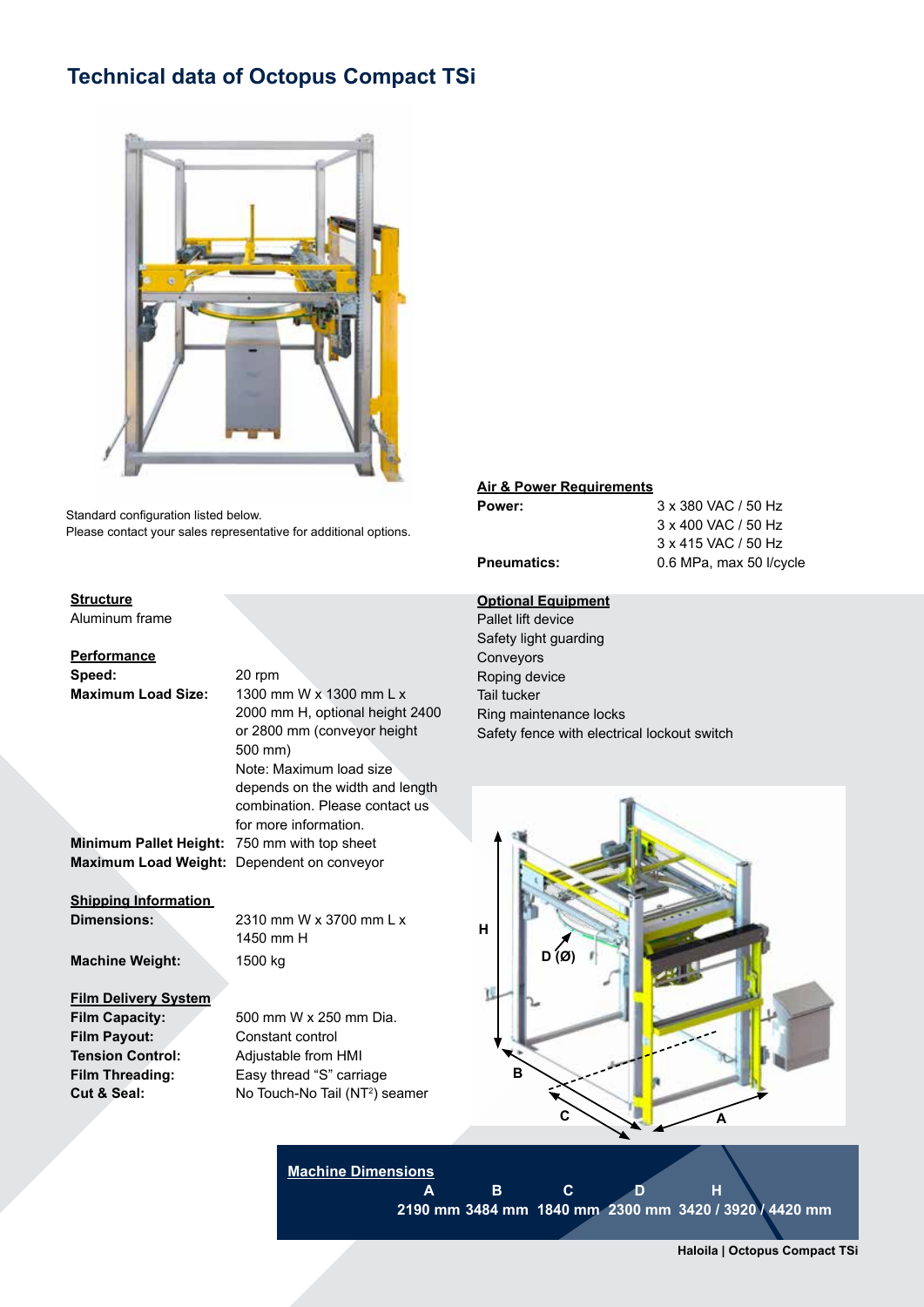# Technical data of Octopus Compact TSi

Standard configuration listed below.
Please contact your sales representative for additional options.

**Structure**

Aluminum frame

**Performance**

| | |
|---|---|
| **Speed:** | 20 rpm |
| **Maximum Load Size:** | 1300 mm W x 1300 mm L x 2000 mm H, optional height 2400 or 2800 mm (conveyor height 500 mm) Note: Maximum load size depends on the width and length combination. Please contact us for more information. |
| **Minimum Pallet Height:** | 750 mm with top sheet |
| **Maximum Load Weight:** | Dependent on conveyor |

**Shipping Information**

| | |
|---|---|
| **Dimensions:** | 2310 mm W x 3700 mm L x 1450 mm H |
| **Machine Weight:** | 1500 kg |

**Film Delivery System**

| | |
|---|---|
| **Film Capacity:** | 500 mm W x 250 mm Dia. |
| **Film Payout:** | Constant control |
| **Tension Control:** | Adjustable from HMI |
| **Film Threading:** | Easy thread "S" carriage |
| **Cut & Seal:** | No Touch-No Tail (NT[2]) seamer |

**Air & Power Requirements**

| | |
|---|---|
| **Power:** | 3 x 380 VAC / 50 Hz<br>3 x 400 VAC / 50 Hz<br>3 x 415 VAC / 50 Hz |
| **Pneumatics:** | 0.6 MPa, max 50 l/cycle |

**Optional Equipment**

- Pallet lift device
- Safety light guarding
- Conveyors
- Roping device
- Tail tucker
- Ring maintenance locks
- Safety fence with electrical lockout switch

**Machine Dimensions**

| A | B | C | D | H |
|---|---|---|---|---|
| 2190 mm | 3484 mm | 1840 mm | 2300 mm | 3420 / 3920 / 4420 mm |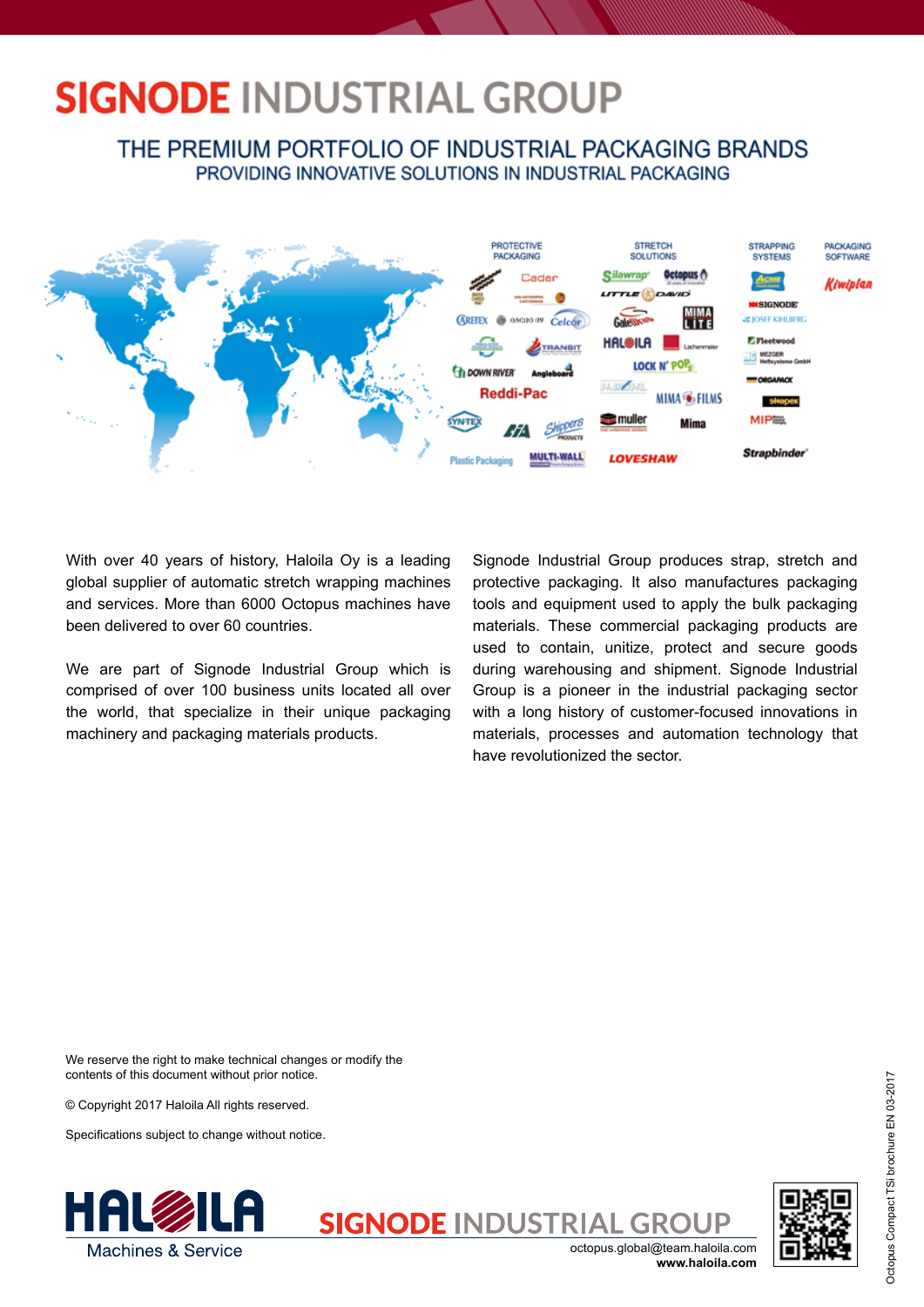# SIGNODE INDUSTRIAL GROUP

## THE PREMIUM PORTFOLIO OF INDUSTRIAL PACKAGING BRANDS

### PROVIDING INNOVATIVE SOLUTIONS IN INDUSTRIAL PACKAGING

PROTECTIVE PACKAGING

STRETCH SOLUTIONS

STRAPPING SYSTEMS

PACKAGING SOFTWARE

With over 40 years of history, Haloila Oy is a leading global supplier of automatic stretch wrapping machines and services. More than 6000 Octopus machines have been delivered to over 60 countries.

We are part of Signode Industrial Group which is comprised of over 100 business units located all over the world, that specialize in their unique packaging machinery and packaging materials products.

Signode Industrial Group produces strap, stretch and protective packaging. It also manufactures packaging tools and equipment used to apply the bulk packaging materials. These commercial packaging products are used to contain, unitize, protect and secure goods during warehousing and shipment. Signode Industrial Group is a pioneer in the industrial packaging sector with a long history of customer-focused innovations in materials, processes and automation technology that have revolutionized the sector.

We reserve the right to make technical changes or modify the contents of this document without prior notice.

© Copyright 2017 Haloila All rights reserved.

Specifications subject to change without notice.

HALOILA Machines & Service

SIGNODE INDUSTRIAL GROUP

octopus.global@team.haloila.com

**www.haloila.com**

Octopus Compact TSi brochure EN 03-2017